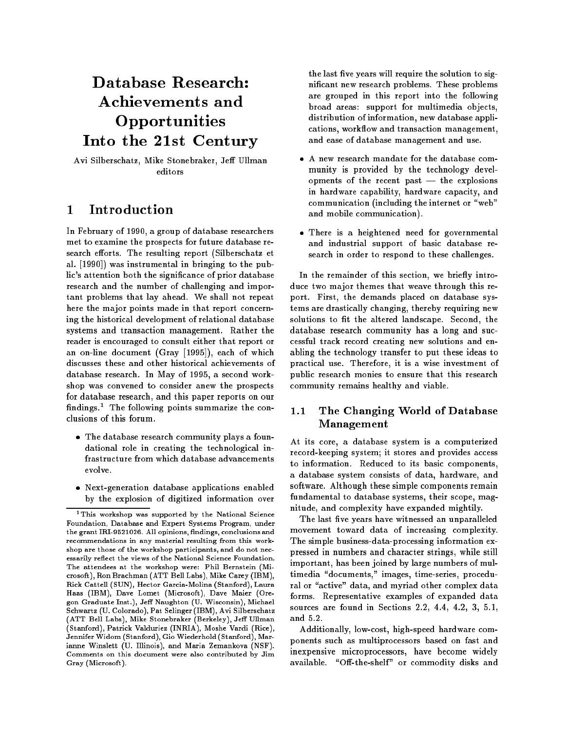# Database Research: Achievements and Opportunities Into the 21st Century

Avi Silberschatz, Mike Stonebraker, Jeff Ullman
editors

## 1 Introduction

In February of 1990, a group of database researchers met to examine the prospects for future database research efforts. The resulting report (Silberschatz et al. [1990]) was instrumental in bringing to the public's attention both the significance of prior database research and the number of challenging and important problems that lay ahead. We shall not repeat here the major points made in that report concerning the historical development of relational database systems and transaction management. Rather the reader is encouraged to consult either that report or an on-line document (Gray [1995]), each of which discusses these and other historical achievements of database research. In May of 1995, a second workshop was convened to consider anew the prospects for database research, and this paper reports on our findings.[1] The following points summarize the conclusions of this forum.

- The database research community plays a foundational role in creating the technological infrastructure from which database advancements evolve.
- Next-generation database applications enabled by the explosion of digitized information over the last five years will require the solution to significant new research problems. These problems are grouped in this report into the following broad areas: support for multimedia objects, distribution of information, new database applications, workflow and transaction management, and ease of database management and use.
- A new research mandate for the database community is provided by the technology developments of the recent past — the explosions in hardware capability, hardware capacity, and communication (including the internet or "web" and mobile communication).
- There is a heightened need for governmental and industrial support of basic database research in order to respond to these challenges.

In the remainder of this section, we briefly introduce two major themes that weave through this report. First, the demands placed on database systems are drastically changing, thereby requiring new solutions to fit the altered landscape. Second, the database research community has a long and successful track record creating new solutions and enabling the technology transfer to put these ideas to practical use. Therefore, it is a wise investment of public research monies to ensure that this research community remains healthy and viable.

### 1.1 The Changing World of Database Management

At its core, a database system is a computerized record-keeping system; it stores and provides access to information. Reduced to its basic components, a database system consists of data, hardware, and software. Although these simple components remain fundamental to database systems, their scope, magnitude, and complexity have expanded mightily.

The last five years have witnessed an unparalleled movement toward data of increasing complexity. The simple business-data-processing information expressed in numbers and character strings, while still important, has been joined by large numbers of multimedia "documents," images, time-series, procedural or "active" data, and myriad other complex data forms. Representative examples of expanded data sources are found in Sections 2.2, 4.4, 4.2, 3, 5.1, and 5.2.

Additionally, low-cost, high-speed hardware components such as multiprocessors based on fast and inexpensive microprocessors, have become widely available. "Off-the-shelf" or commodity disks and

---

[1] This workshop was supported by the National Science Foundation, Database and Expert Systems Program, under the grant IRI-9521026. All opinions, findings, conclusions and recommendations in any material resulting from this workshop are those of the workshop participants, and do not necessarily reflect the views of the National Science Foundation. The attendees at the workshop were: Phil Bernstein (Microsoft), Ron Brachman (ATT Bell Labs), Mike Carey (IBM), Rick Cattell (SUN), Hector Garcia-Molina (Stanford), Laura Haas (IBM), Dave Lomet (Microsoft), Dave Maier (Oregon Graduate Inst.), Jeff Naughton (U. Wisconsin), Michael Schwartz (U. Colorado), Pat Selinger (IBM), Avi Silberschatz (ATT Bell Labs), Mike Stonebraker (Berkeley), Jeff Ullman (Stanford), Patrick Valduriez (INRIA), Moshe Vardi (Rice), Jennifer Widom (Stanford), Gio Wiederhold (Stanford), Marianne Winslett (U. Illinois), and Maria Zemankova (NSF). Comments on this document were also contributed by Jim Gray (Microsoft).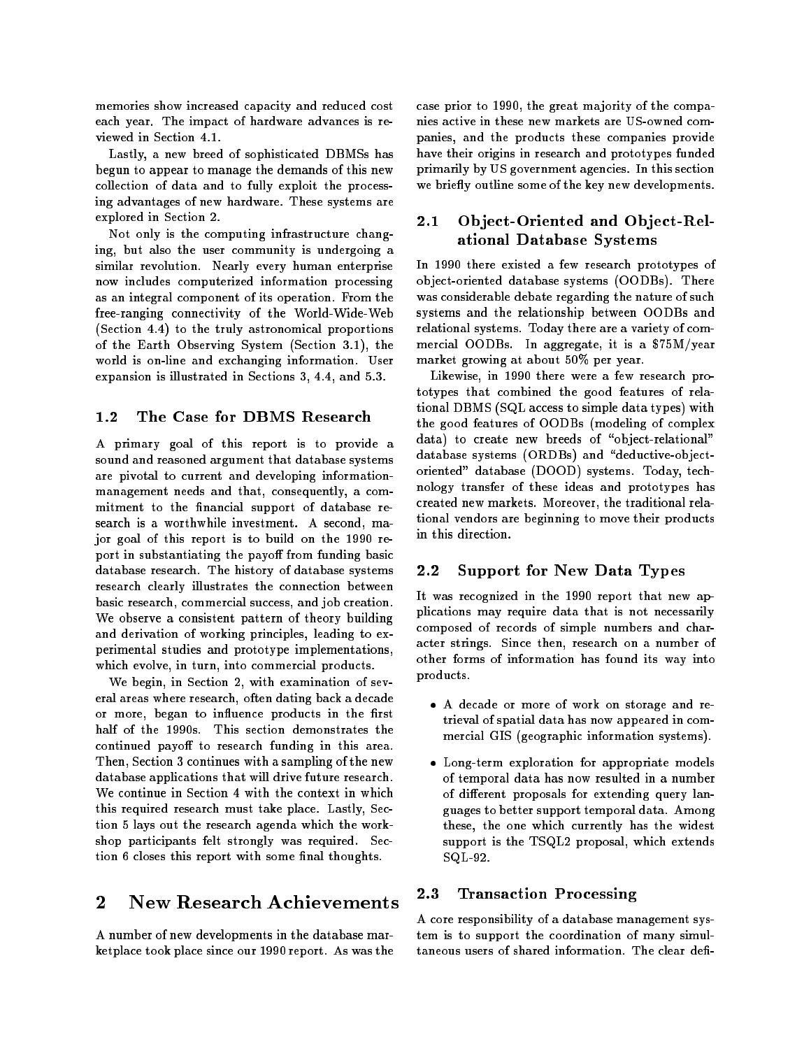memories show increased capacity and reduced cost each year. The impact of hardware advances is reviewed in Section 4.1.

Lastly, a new breed of sophisticated DBMSs has begun to appear to manage the demands of this new collection of data and to fully exploit the processing advantages of new hardware. These systems are explored in Section 2.

Not only is the computing infrastructure changing, but also the user community is undergoing a similar revolution. Nearly every human enterprise now includes computerized information processing as an integral component of its operation. From the free-ranging connectivity of the World-Wide-Web (Section 4.4) to the truly astronomical proportions of the Earth Observing System (Section 3.1), the world is on-line and exchanging information. User expansion is illustrated in Sections 3, 4.4, and 5.3.

### 1.2 The Case for DBMS Research

A primary goal of this report is to provide a sound and reasoned argument that database systems are pivotal to current and developing information-management needs and that, consequently, a commitment to the financial support of database research is a worthwhile investment. A second, major goal of this report is to build on the 1990 report in substantiating the payoff from funding basic database research. The history of database systems research clearly illustrates the connection between basic research, commercial success, and job creation. We observe a consistent pattern of theory building and derivation of working principles, leading to experimental studies and prototype implementations, which evolve, in turn, into commercial products.

We begin, in Section 2, with examination of several areas where research, often dating back a decade or more, began to influence products in the first half of the 1990s. This section demonstrates the continued payoff to research funding in this area. Then, Section 3 continues with a sampling of the new database applications that will drive future research. We continue in Section 4 with the context in which this required research must take place. Lastly, Section 5 lays out the research agenda which the workshop participants felt strongly was required. Section 6 closes this report with some final thoughts.

## 2 New Research Achievements

A number of new developments in the database marketplace took place since our 1990 report. As was the case prior to 1990, the great majority of the companies active in these new markets are US-owned companies, and the products these companies provide have their origins in research and prototypes funded primarily by US government agencies. In this section we briefly outline some of the key new developments.

### 2.1 Object-Oriented and Object-Relational Database Systems

In 1990 there existed a few research prototypes of object-oriented database systems (OODBs). There was considerable debate regarding the nature of such systems and the relationship between OODBs and relational systems. Today there are a variety of commercial OODBs. In aggregate, it is a $75M/year market growing at about 50% per year.

Likewise, in 1990 there were a few research prototypes that combined the good features of relational DBMS (SQL access to simple data types) with the good features of OODBs (modeling of complex data) to create new breeds of "object-relational" database systems (ORDBs) and "deductive-object-oriented" database (DOOD) systems. Today, technology transfer of these ideas and prototypes has created new markets. Moreover, the traditional relational vendors are beginning to move their products in this direction.

### 2.2 Support for New Data Types

It was recognized in the 1990 report that new applications may require data that is not necessarily composed of records of simple numbers and character strings. Since then, research on a number of other forms of information has found its way into products.

- A decade or more of work on storage and retrieval of spatial data has now appeared in commercial GIS (geographic information systems).
- Long-term exploration for appropriate models of temporal data has now resulted in a number of different proposals for extending query languages to better support temporal data. Among these, the one which currently has the widest support is the TSQL2 proposal, which extends SQL-92.

### 2.3 Transaction Processing

A core responsibility of a database management system is to support the coordination of many simultaneous users of shared information. The clear defi-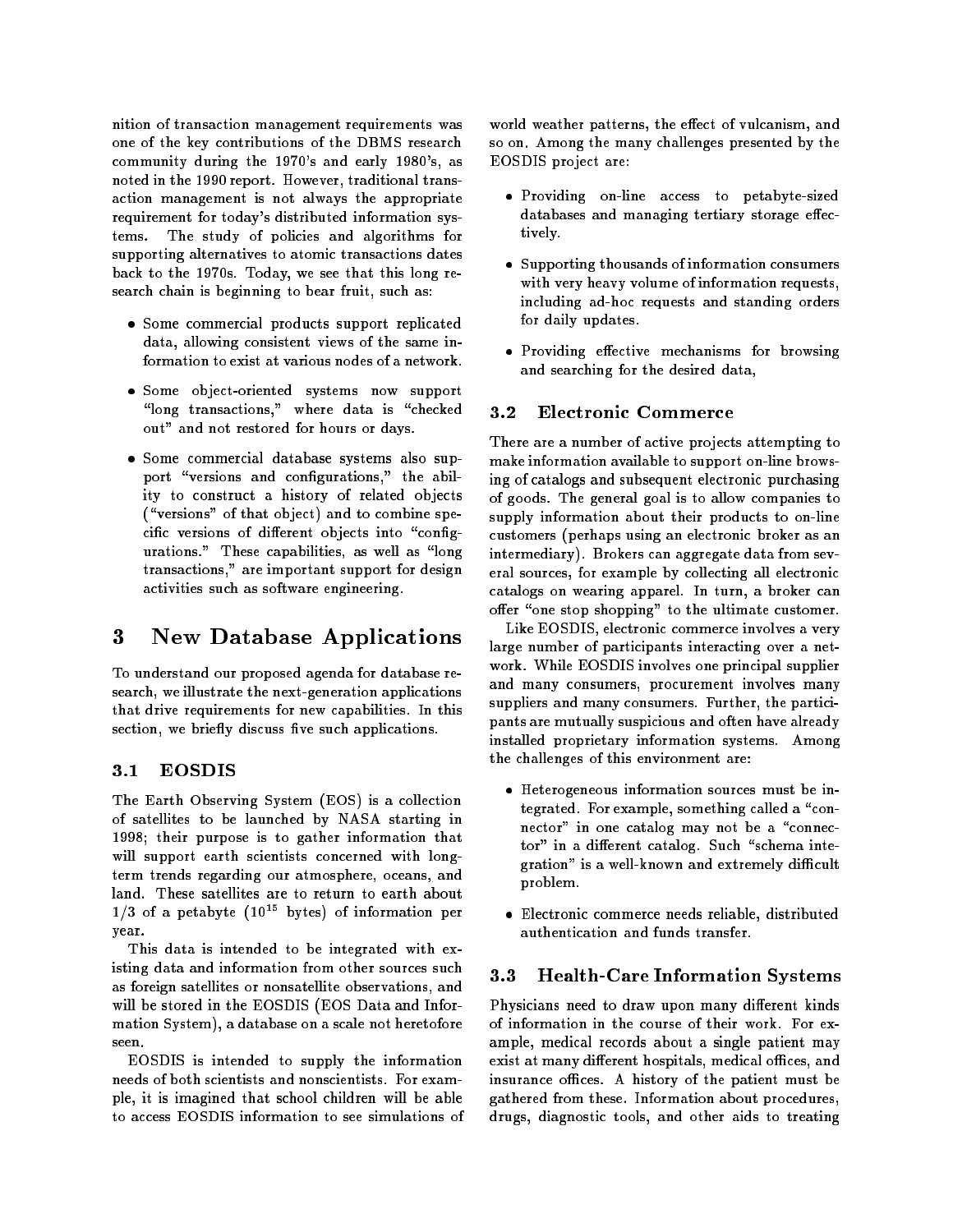nition of transaction management requirements was one of the key contributions of the DBMS research community during the 1970's and early 1980's, as noted in the 1990 report. However, traditional transaction management is not always the appropriate requirement for today's distributed information systems. The study of policies and algorithms for supporting alternatives to atomic transactions dates back to the 1970s. Today, we see that this long research chain is beginning to bear fruit, such as:

- Some commercial products support replicated data, allowing consistent views of the same information to exist at various nodes of a network.
- Some object-oriented systems now support "long transactions," where data is "checked out" and not restored for hours or days.
- Some commercial database systems also support "versions and configurations," the ability to construct a history of related objects ("versions" of that object) and to combine specific versions of different objects into "configurations." These capabilities, as well as "long transactions," are important support for design activities such as software engineering.

# 3 New Database Applications

To understand our proposed agenda for database research, we illustrate the next-generation applications that drive requirements for new capabilities. In this section, we briefly discuss five such applications.

## 3.1 EOSDIS

The Earth Observing System (EOS) is a collection of satellites to be launched by NASA starting in 1998; their purpose is to gather information that will support earth scientists concerned with long-term trends regarding our atmosphere, oceans, and land. These satellites are to return to earth about 1/3 of a petabyte ($10^{15}$ bytes) of information per year.

This data is intended to be integrated with existing data and information from other sources such as foreign satellites or nonsatellite observations, and will be stored in the EOSDIS (EOS Data and Information System), a database on a scale not heretofore seen.

EOSDIS is intended to supply the information needs of both scientists and nonscientists. For example, it is imagined that school children will be able to access EOSDIS information to see simulations of world weather patterns, the effect of vulcanism, and so on. Among the many challenges presented by the EOSDIS project are:

- Providing on-line access to petabyte-sized databases and managing tertiary storage effectively.
- Supporting thousands of information consumers with very heavy volume of information requests, including ad-hoc requests and standing orders for daily updates.
- Providing effective mechanisms for browsing and searching for the desired data,

## 3.2 Electronic Commerce

There are a number of active projects attempting to make information available to support on-line browsing of catalogs and subsequent electronic purchasing of goods. The general goal is to allow companies to supply information about their products to on-line customers (perhaps using an electronic broker as an intermediary). Brokers can aggregate data from several sources, for example by collecting all electronic catalogs on wearing apparel. In turn, a broker can offer "one stop shopping" to the ultimate customer.

Like EOSDIS, electronic commerce involves a very large number of participants interacting over a network. While EOSDIS involves one principal supplier and many consumers, procurement involves many suppliers and many consumers. Further, the participants are mutually suspicious and often have already installed proprietary information systems. Among the challenges of this environment are:

- Heterogeneous information sources must be integrated. For example, something called a "connector" in one catalog may not be a "connector" in a different catalog. Such "schema integration" is a well-known and extremely difficult problem.
- Electronic commerce needs reliable, distributed authentication and funds transfer.

## 3.3 Health-Care Information Systems

Physicians need to draw upon many different kinds of information in the course of their work. For example, medical records about a single patient may exist at many different hospitals, medical offices, and insurance offices. A history of the patient must be gathered from these. Information about procedures, drugs, diagnostic tools, and other aids to treating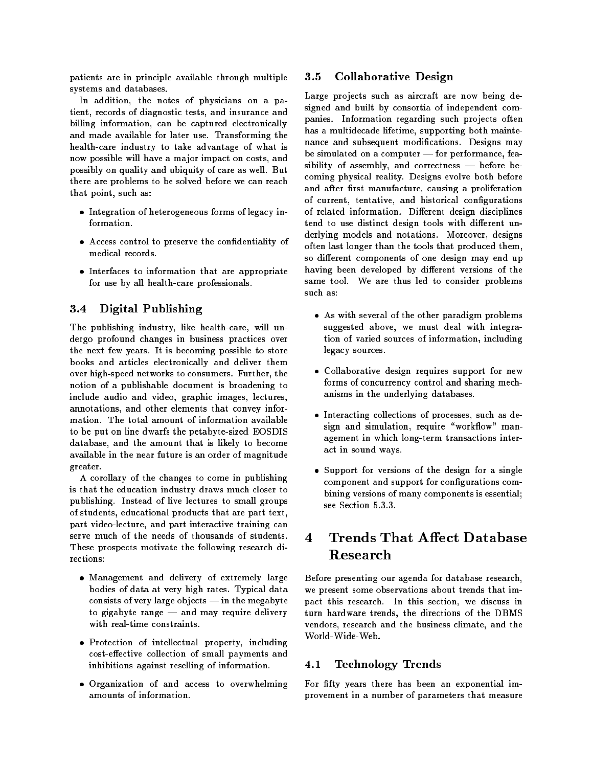patients are in principle available through multiple systems and databases.

In addition, the notes of physicians on a patient, records of diagnostic tests, and insurance and billing information, can be captured electronically and made available for later use. Transforming the health-care industry to take advantage of what is now possible will have a major impact on costs, and possibly on quality and ubiquity of care as well. But there are problems to be solved before we can reach that point, such as:

- Integration of heterogeneous forms of legacy information.
- Access control to preserve the confidentiality of medical records.
- Interfaces to information that are appropriate for use by all health-care professionals.

### 3.4 Digital Publishing

The publishing industry, like health-care, will undergo profound changes in business practices over the next few years. It is becoming possible to store books and articles electronically and deliver them over high-speed networks to consumers. Further, the notion of a publishable document is broadening to include audio and video, graphic images, lectures, annotations, and other elements that convey information. The total amount of information available to be put on line dwarfs the petabyte-sized EOSDIS database, and the amount that is likely to become available in the near future is an order of magnitude greater.

A corollary of the changes to come in publishing is that the education industry draws much closer to publishing. Instead of live lectures to small groups of students, educational products that are part text, part video-lecture, and part interactive training can serve much of the needs of thousands of students. These prospects motivate the following research directions:

- Management and delivery of extremely large bodies of data at very high rates. Typical data consists of very large objects — in the megabyte to gigabyte range — and may require delivery with real-time constraints.
- Protection of intellectual property, including cost-effective collection of small payments and inhibitions against reselling of information.
- Organization of and access to overwhelming amounts of information.

### 3.5 Collaborative Design

Large projects such as aircraft are now being designed and built by consortia of independent companies. Information regarding such projects often has a multidecade lifetime, supporting both maintenance and subsequent modifications. Designs may be simulated on a computer — for performance, feasibility of assembly, and correctness — before becoming physical reality. Designs evolve both before and after first manufacture, causing a proliferation of current, tentative, and historical configurations of related information. Different design disciplines tend to use distinct design tools with different underlying models and notations. Moreover, designs often last longer than the tools that produced them, so different components of one design may end up having been developed by different versions of the same tool. We are thus led to consider problems such as:

- As with several of the other paradigm problems suggested above, we must deal with integration of varied sources of information, including legacy sources.
- Collaborative design requires support for new forms of concurrency control and sharing mechanisms in the underlying databases.
- Interacting collections of processes, such as design and simulation, require "workflow" management in which long-term transactions interact in sound ways.
- Support for versions of the design for a single component and support for configurations combining versions of many components is essential; see Section 5.3.3.

## 4 Trends That Affect Database Research

Before presenting our agenda for database research, we present some observations about trends that impact this research. In this section, we discuss in turn hardware trends, the directions of the DBMS vendors, research and the business climate, and the World-Wide-Web.

### 4.1 Technology Trends

For fifty years there has been an exponential improvement in a number of parameters that measure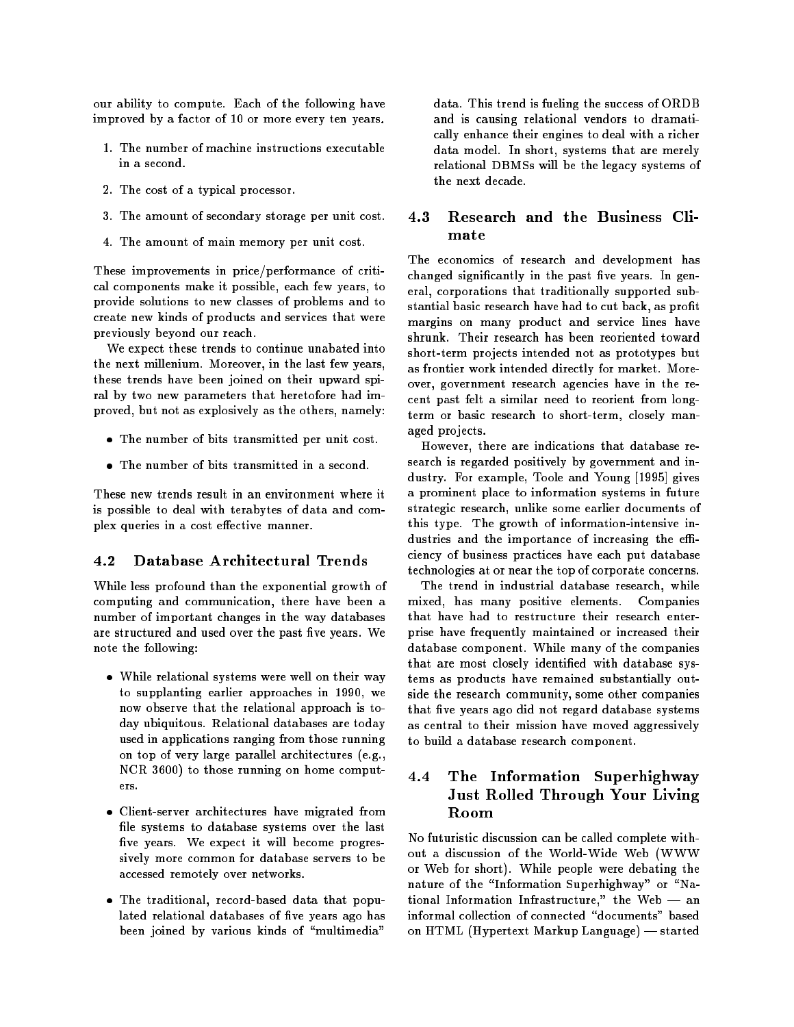our ability to compute. Each of the following have improved by a factor of 10 or more every ten years.

1. The number of machine instructions executable in a second.
2. The cost of a typical processor.
3. The amount of secondary storage per unit cost.
4. The amount of main memory per unit cost.

These improvements in price/performance of critical components make it possible, each few years, to provide solutions to new classes of problems and to create new kinds of products and services that were previously beyond our reach.

We expect these trends to continue unabated into the next millenium. Moreover, in the last few years, these trends have been joined on their upward spiral by two new parameters that heretofore had improved, but not as explosively as the others, namely:

- The number of bits transmitted per unit cost.
- The number of bits transmitted in a second.

These new trends result in an environment where it is possible to deal with terabytes of data and complex queries in a cost effective manner.

## 4.2 Database Architectural Trends

While less profound than the exponential growth of computing and communication, there have been a number of important changes in the way databases are structured and used over the past five years. We note the following:

- While relational systems were well on their way to supplanting earlier approaches in 1990, we now observe that the relational approach is today ubiquitous. Relational databases are today used in applications ranging from those running on top of very large parallel architectures (e.g., NCR 3600) to those running on home computers.
- Client-server architectures have migrated from file systems to database systems over the last five years. We expect it will become progressively more common for database servers to be accessed remotely over networks.
- The traditional, record-based data that populated relational databases of five years ago has been joined by various kinds of "multimedia" data. This trend is fueling the success of ORDB and is causing relational vendors to dramatically enhance their engines to deal with a richer data model. In short, systems that are merely relational DBMSs will be the legacy systems of the next decade.

## 4.3 Research and the Business Climate

The economics of research and development has changed significantly in the past five years. In general, corporations that traditionally supported substantial basic research have had to cut back, as profit margins on many product and service lines have shrunk. Their research has been reoriented toward short-term projects intended not as prototypes but as frontier work intended directly for market. Moreover, government research agencies have in the recent past felt a similar need to reorient from long-term or basic research to short-term, closely managed projects.

However, there are indications that database research is regarded positively by government and industry. For example, Toole and Young [1995] gives a prominent place to information systems in future strategic research, unlike some earlier documents of this type. The growth of information-intensive industries and the importance of increasing the efficiency of business practices have each put database technologies at or near the top of corporate concerns.

The trend in industrial database research, while mixed, has many positive elements. Companies that have had to restructure their research enterprise have frequently maintained or increased their database component. While many of the companies that are most closely identified with database systems as products have remained substantially outside the research community, some other companies that five years ago did not regard database systems as central to their mission have moved aggressively to build a database research component.

## 4.4 The Information Superhighway Just Rolled Through Your Living Room

No futuristic discussion can be called complete without a discussion of the World-Wide Web (WWW or Web for short). While people were debating the nature of the "Information Superhighway" or "National Information Infrastructure," the Web — an informal collection of connected "documents" based on HTML (Hypertext Markup Language) — started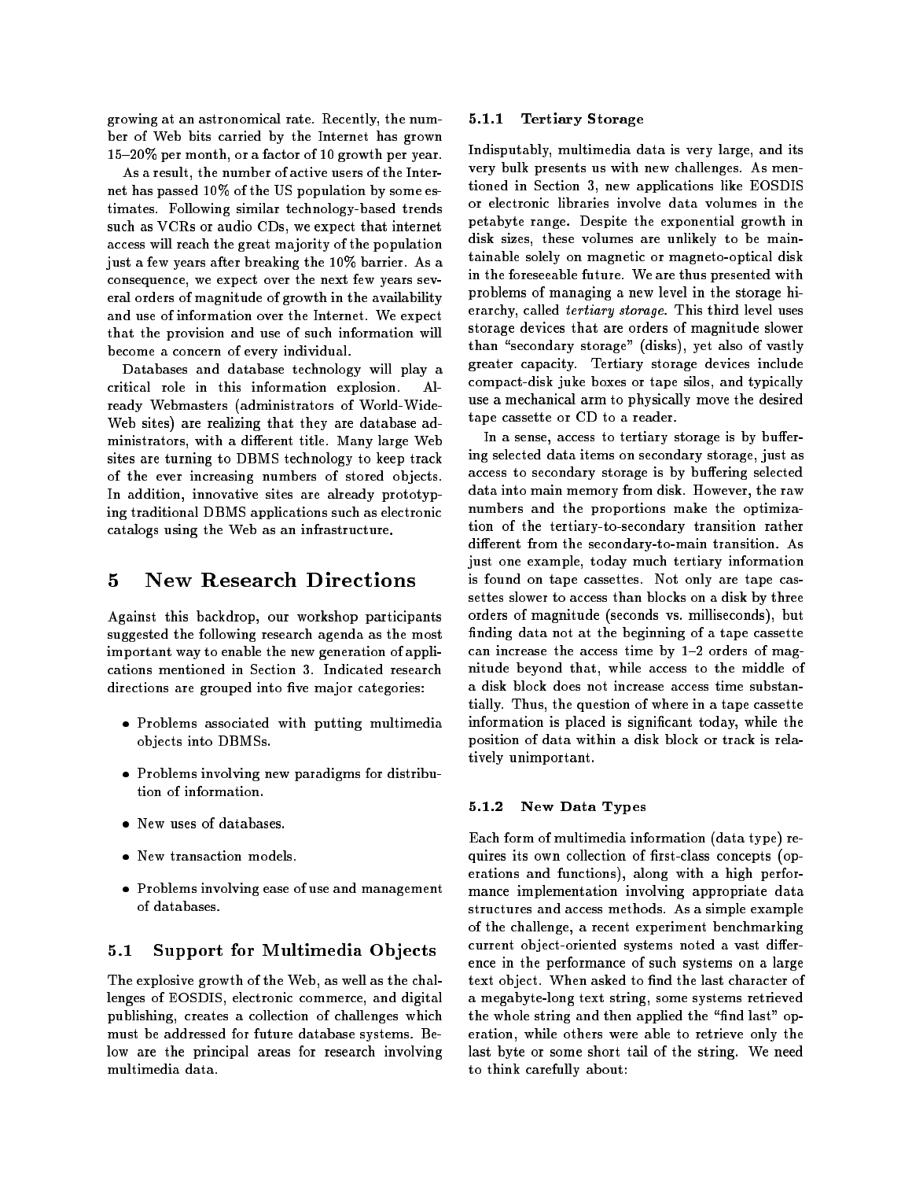growing at an astronomical rate. Recently, the number of Web bits carried by the Internet has grown 15–20% per month, or a factor of 10 growth per year.

As a result, the number of active users of the Internet has passed 10% of the US population by some estimates. Following similar technology-based trends such as VCRs or audio CDs, we expect that internet access will reach the great majority of the population just a few years after breaking the 10% barrier. As a consequence, we expect over the next few years several orders of magnitude of growth in the availability and use of information over the Internet. We expect that the provision and use of such information will become a concern of every individual.

Databases and database technology will play a critical role in this information explosion. Already Webmasters (administrators of World-Wide-Web sites) are realizing that they are database administrators, with a different title. Many large Web sites are turning to DBMS technology to keep track of the ever increasing numbers of stored objects. In addition, innovative sites are already prototyping traditional DBMS applications such as electronic catalogs using the Web as an infrastructure.

# 5 New Research Directions

Against this backdrop, our workshop participants suggested the following research agenda as the most important way to enable the new generation of applications mentioned in Section 3. Indicated research directions are grouped into five major categories:

- Problems associated with putting multimedia objects into DBMSs.
- Problems involving new paradigms for distribution of information.
- New uses of databases.
- New transaction models.
- Problems involving ease of use and management of databases.

## 5.1 Support for Multimedia Objects

The explosive growth of the Web, as well as the challenges of EOSDIS, electronic commerce, and digital publishing, creates a collection of challenges which must be addressed for future database systems. Below are the principal areas for research involving multimedia data.

### 5.1.1 Tertiary Storage

Indisputably, multimedia data is very large, and its very bulk presents us with new challenges. As mentioned in Section 3, new applications like EOSDIS or electronic libraries involve data volumes in the petabyte range. Despite the exponential growth in disk sizes, these volumes are unlikely to be maintainable solely on magnetic or magneto-optical disk in the foreseeable future. We are thus presented with problems of managing a new level in the storage hierarchy, called *tertiary storage*. This third level uses storage devices that are orders of magnitude slower than "secondary storage" (disks), yet also of vastly greater capacity. Tertiary storage devices include compact-disk juke boxes or tape silos, and typically use a mechanical arm to physically move the desired tape cassette or CD to a reader.

In a sense, access to tertiary storage is by buffering selected data items on secondary storage, just as access to secondary storage is by buffering selected data into main memory from disk. However, the raw numbers and the proportions make the optimization of the tertiary-to-secondary transition rather different from the secondary-to-main transition. As just one example, today much tertiary information is found on tape cassettes. Not only are tape cassettes slower to access than blocks on a disk by three orders of magnitude (seconds vs. milliseconds), but finding data not at the beginning of a tape cassette can increase the access time by 1–2 orders of magnitude beyond that, while access to the middle of a disk block does not increase access time substantially. Thus, the question of where in a tape cassette information is placed is significant today, while the position of data within a disk block or track is relatively unimportant.

### 5.1.2 New Data Types

Each form of multimedia information (data type) requires its own collection of first-class concepts (operations and functions), along with a high performance implementation involving appropriate data structures and access methods. As a simple example of the challenge, a recent experiment benchmarking current object-oriented systems noted a vast difference in the performance of such systems on a large text object. When asked to find the last character of a megabyte-long text string, some systems retrieved the whole string and then applied the "find last" operation, while others were able to retrieve only the last byte or some short tail of the string. We need to think carefully about: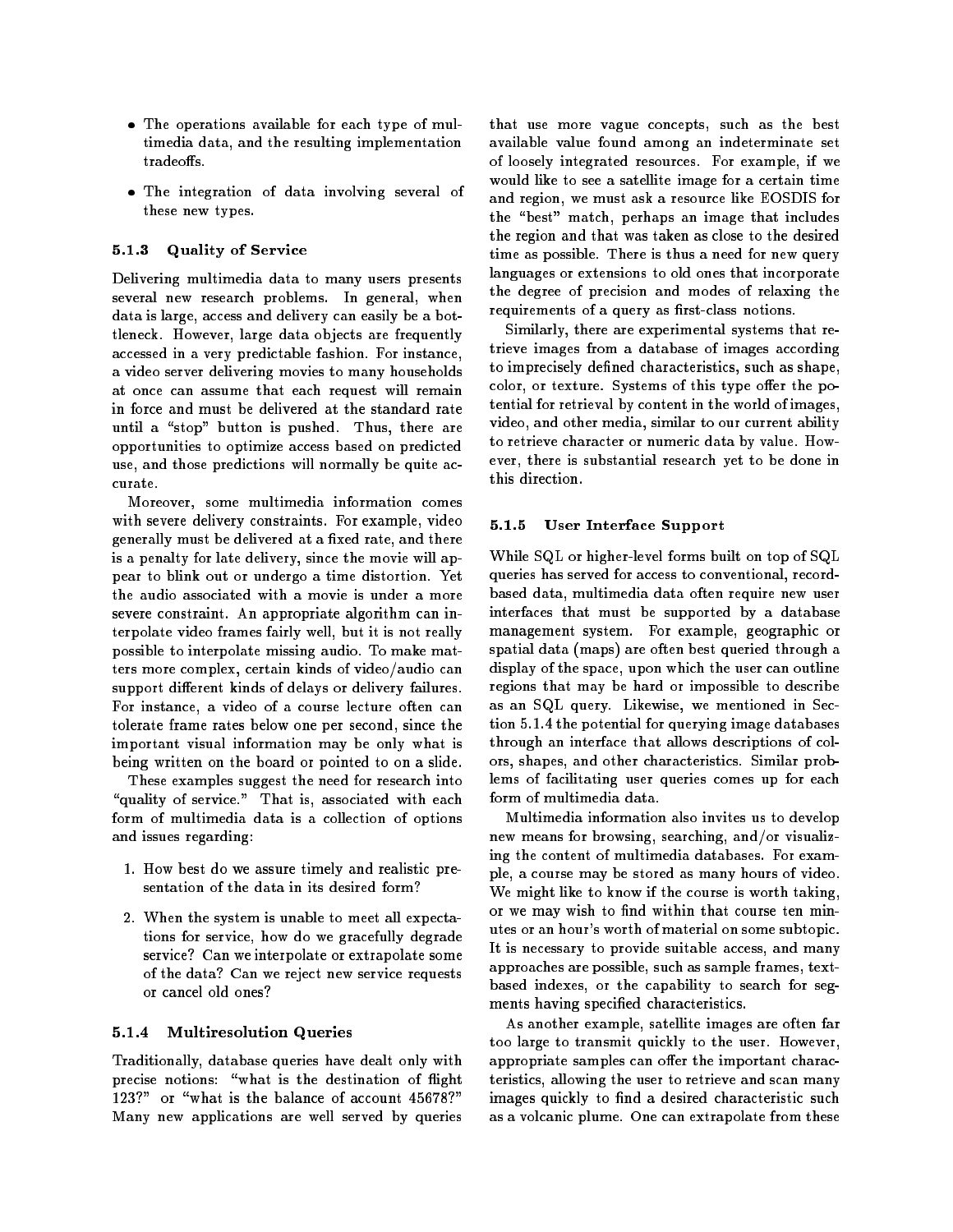- The operations available for each type of multimedia data, and the resulting implementation tradeoffs.
- The integration of data involving several of these new types.

#### 5.1.3 Quality of Service

Delivering multimedia data to many users presents several new research problems. In general, when data is large, access and delivery can easily be a bottleneck. However, large data objects are frequently accessed in a very predictable fashion. For instance, a video server delivering movies to many households at once can assume that each request will remain in force and must be delivered at the standard rate until a "stop" button is pushed. Thus, there are opportunities to optimize access based on predicted use, and those predictions will normally be quite accurate.

Moreover, some multimedia information comes with severe delivery constraints. For example, video generally must be delivered at a fixed rate, and there is a penalty for late delivery, since the movie will appear to blink out or undergo a time distortion. Yet the audio associated with a movie is under a more severe constraint. An appropriate algorithm can interpolate video frames fairly well, but it is not really possible to interpolate missing audio. To make matters more complex, certain kinds of video/audio can support different kinds of delays or delivery failures. For instance, a video of a course lecture often can tolerate frame rates below one per second, since the important visual information may be only what is being written on the board or pointed to on a slide.

These examples suggest the need for research into "quality of service." That is, associated with each form of multimedia data is a collection of options and issues regarding:

1. How best do we assure timely and realistic presentation of the data in its desired form?
2. When the system is unable to meet all expectations for service, how do we gracefully degrade service? Can we interpolate or extrapolate some of the data? Can we reject new service requests or cancel old ones?

#### 5.1.4 Multiresolution Queries

Traditionally, database queries have dealt only with precise notions: "what is the destination of flight 123?" or "what is the balance of account 45678?" Many new applications are well served by queries that use more vague concepts, such as the best available value found among an indeterminate set of loosely integrated resources. For example, if we would like to see a satellite image for a certain time and region, we must ask a resource like EOSDIS for the "best" match, perhaps an image that includes the region and that was taken as close to the desired time as possible. There is thus a need for new query languages or extensions to old ones that incorporate the degree of precision and modes of relaxing the requirements of a query as first-class notions.

Similarly, there are experimental systems that retrieve images from a database of images according to imprecisely defined characteristics, such as shape, color, or texture. Systems of this type offer the potential for retrieval by content in the world of images, video, and other media, similar to our current ability to retrieve character or numeric data by value. However, there is substantial research yet to be done in this direction.

#### 5.1.5 User Interface Support

While SQL or higher-level forms built on top of SQL queries has served for access to conventional, record-based data, multimedia data often require new user interfaces that must be supported by a database management system. For example, geographic or spatial data (maps) are often best queried through a display of the space, upon which the user can outline regions that may be hard or impossible to describe as an SQL query. Likewise, we mentioned in Section 5.1.4 the potential for querying image databases through an interface that allows descriptions of colors, shapes, and other characteristics. Similar problems of facilitating user queries comes up for each form of multimedia data.

Multimedia information also invites us to develop new means for browsing, searching, and/or visualizing the content of multimedia databases. For example, a course may be stored as many hours of video. We might like to know if the course is worth taking, or we may wish to find within that course ten minutes or an hour's worth of material on some subtopic. It is necessary to provide suitable access, and many approaches are possible, such as sample frames, text-based indexes, or the capability to search for segments having specified characteristics.

As another example, satellite images are often far too large to transmit quickly to the user. However, appropriate samples can offer the important characteristics, allowing the user to retrieve and scan many images quickly to find a desired characteristic such as a volcanic plume. One can extrapolate from these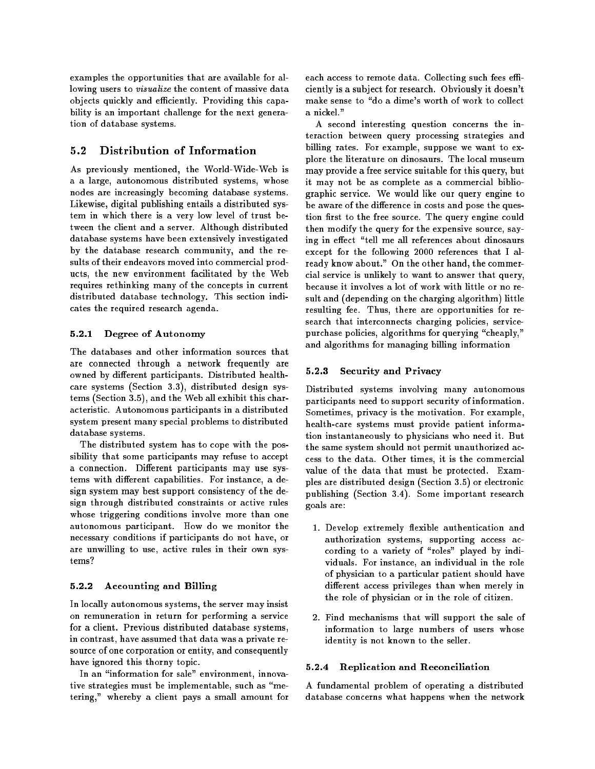examples the opportunities that are available for allowing users to *visualize* the content of massive data objects quickly and efficiently. Providing this capability is an important challenge for the next generation of database systems.

## 5.2 Distribution of Information

As previously mentioned, the World-Wide-Web is a a large, autonomous distributed systems, whose nodes are increasingly becoming database systems. Likewise, digital publishing entails a distributed system in which there is a very low level of trust between the client and a server. Although distributed database systems have been extensively investigated by the database research community, and the results of their endeavors moved into commercial products, the new environment facilitated by the Web requires rethinking many of the concepts in current distributed database technology. This section indicates the required research agenda.

### 5.2.1 Degree of Autonomy

The databases and other information sources that are connected through a network frequently are owned by different participants. Distributed healthcare systems (Section 3.3), distributed design systems (Section 3.5), and the Web all exhibit this characteristic. Autonomous participants in a distributed system present many special problems to distributed database systems.

The distributed system has to cope with the possibility that some participants may refuse to accept a connection. Different participants may use systems with different capabilities. For instance, a design system may best support consistency of the design through distributed constraints or active rules whose triggering conditions involve more than one autonomous participant. How do we monitor the necessary conditions if participants do not have, or are unwilling to use, active rules in their own systems?

### 5.2.2 Accounting and Billing

In locally autonomous systems, the server may insist on remuneration in return for performing a service for a client. Previous distributed database systems, in contrast, have assumed that data was a private resource of one corporation or entity, and consequently have ignored this thorny topic.

In an "information for sale" environment, innovative strategies must be implementable, such as "metering," whereby a client pays a small amount for each access to remote data. Collecting such fees efficiently is a subject for research. Obviously it doesn't make sense to "do a dime's worth of work to collect a nickel."

A second interesting question concerns the interaction between query processing strategies and billing rates. For example, suppose we want to explore the literature on dinosaurs. The local museum may provide a free service suitable for this query, but it may not be as complete as a commercial bibliographic service. We would like our query engine to be aware of the difference in costs and pose the question first to the free source. The query engine could then modify the query for the expensive source, saying in effect "tell me all references about dinosaurs except for the following 2000 references that I already know about." On the other hand, the commercial service is unlikely to want to answer that query, because it involves a lot of work with little or no result and (depending on the charging algorithm) little resulting fee. Thus, there are opportunities for research that interconnects charging policies, service-purchase policies, algorithms for querying "cheaply," and algorithms for managing billing information

### 5.2.3 Security and Privacy

Distributed systems involving many autonomous participants need to support security of information. Sometimes, privacy is the motivation. For example, health-care systems must provide patient information instantaneously to physicians who need it. But the same system should not permit unauthorized access to the data. Other times, it is the commercial value of the data that must be protected. Examples are distributed design (Section 3.5) or electronic publishing (Section 3.4). Some important research goals are:

1. Develop extremely flexible authentication and authorization systems, supporting access according to a variety of "roles" played by individuals. For instance, an individual in the role of physician to a particular patient should have different access privileges than when merely in the role of physician or in the role of citizen.

2. Find mechanisms that will support the sale of information to large numbers of users whose identity is not known to the seller.

### 5.2.4 Replication and Reconciliation

A fundamental problem of operating a distributed database concerns what happens when the network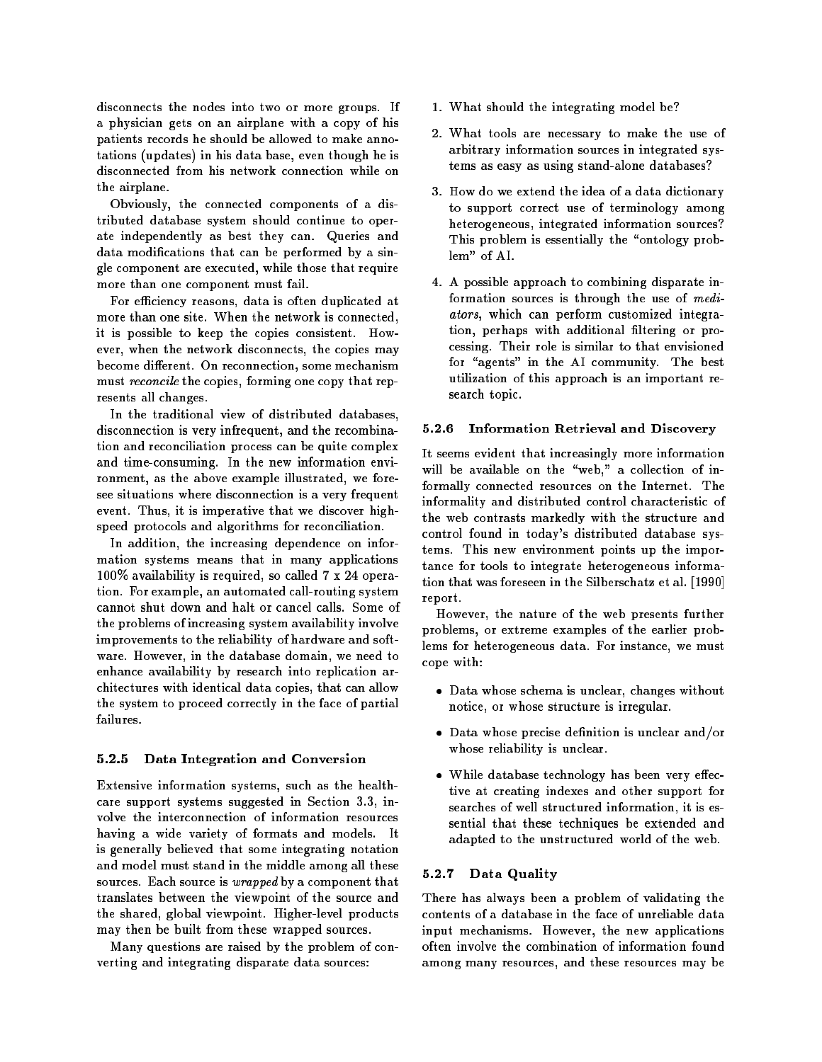disconnects the nodes into two or more groups. If a physician gets on an airplane with a copy of his patients records he should be allowed to make annotations (updates) in his data base, even though he is disconnected from his network connection while on the airplane.

Obviously, the connected components of a distributed database system should continue to operate independently as best they can. Queries and data modifications that can be performed by a single component are executed, while those that require more than one component must fail.

For efficiency reasons, data is often duplicated at more than one site. When the network is connected, it is possible to keep the copies consistent. However, when the network disconnects, the copies may become different. On reconnection, some mechanism must *reconcile* the copies, forming one copy that represents all changes.

In the traditional view of distributed databases, disconnection is very infrequent, and the recombination and reconciliation process can be quite complex and time-consuming. In the new information environment, as the above example illustrated, we foresee situations where disconnection is a very frequent event. Thus, it is imperative that we discover high-speed protocols and algorithms for reconciliation.

In addition, the increasing dependence on information systems means that in many applications 100% availability is required, so called 7 x 24 operation. For example, an automated call-routing system cannot shut down and halt or cancel calls. Some of the problems of increasing system availability involve improvements to the reliability of hardware and software. However, in the database domain, we need to enhance availability by research into replication architectures with identical data copies, that can allow the system to proceed correctly in the face of partial failures.

### 5.2.5 Data Integration and Conversion

Extensive information systems, such as the health-care support systems suggested in Section 3.3, involve the interconnection of information resources having a wide variety of formats and models. It is generally believed that some integrating notation and model must stand in the middle among all these sources. Each source is *wrapped* by a component that translates between the viewpoint of the source and the shared, global viewpoint. Higher-level products may then be built from these wrapped sources.

Many questions are raised by the problem of converting and integrating disparate data sources:

1. What should the integrating model be?
2. What tools are necessary to make the use of arbitrary information sources in integrated systems as easy as using stand-alone databases?
3. How do we extend the idea of a data dictionary to support correct use of terminology among heterogeneous, integrated information sources? This problem is essentially the "ontology problem" of AI.
4. A possible approach to combining disparate information sources is through the use of *mediators*, which can perform customized integration, perhaps with additional filtering or processing. Their role is similar to that envisioned for "agents" in the AI community. The best utilization of this approach is an important research topic.

### 5.2.6 Information Retrieval and Discovery

It seems evident that increasingly more information will be available on the "web," a collection of informally connected resources on the Internet. The informality and distributed control characteristic of the web contrasts markedly with the structure and control found in today's distributed database systems. This new environment points up the importance for tools to integrate heterogeneous information that was foreseen in the Silberschatz et al. [1990] report.

However, the nature of the web presents further problems, or extreme examples of the earlier problems for heterogeneous data. For instance, we must cope with:

- Data whose schema is unclear, changes without notice, or whose structure is irregular.
- Data whose precise definition is unclear and/or whose reliability is unclear.
- While database technology has been very effective at creating indexes and other support for searches of well structured information, it is essential that these techniques be extended and adapted to the unstructured world of the web.

### 5.2.7 Data Quality

There has always been a problem of validating the contents of a database in the face of unreliable data input mechanisms. However, the new applications often involve the combination of information found among many resources, and these resources may be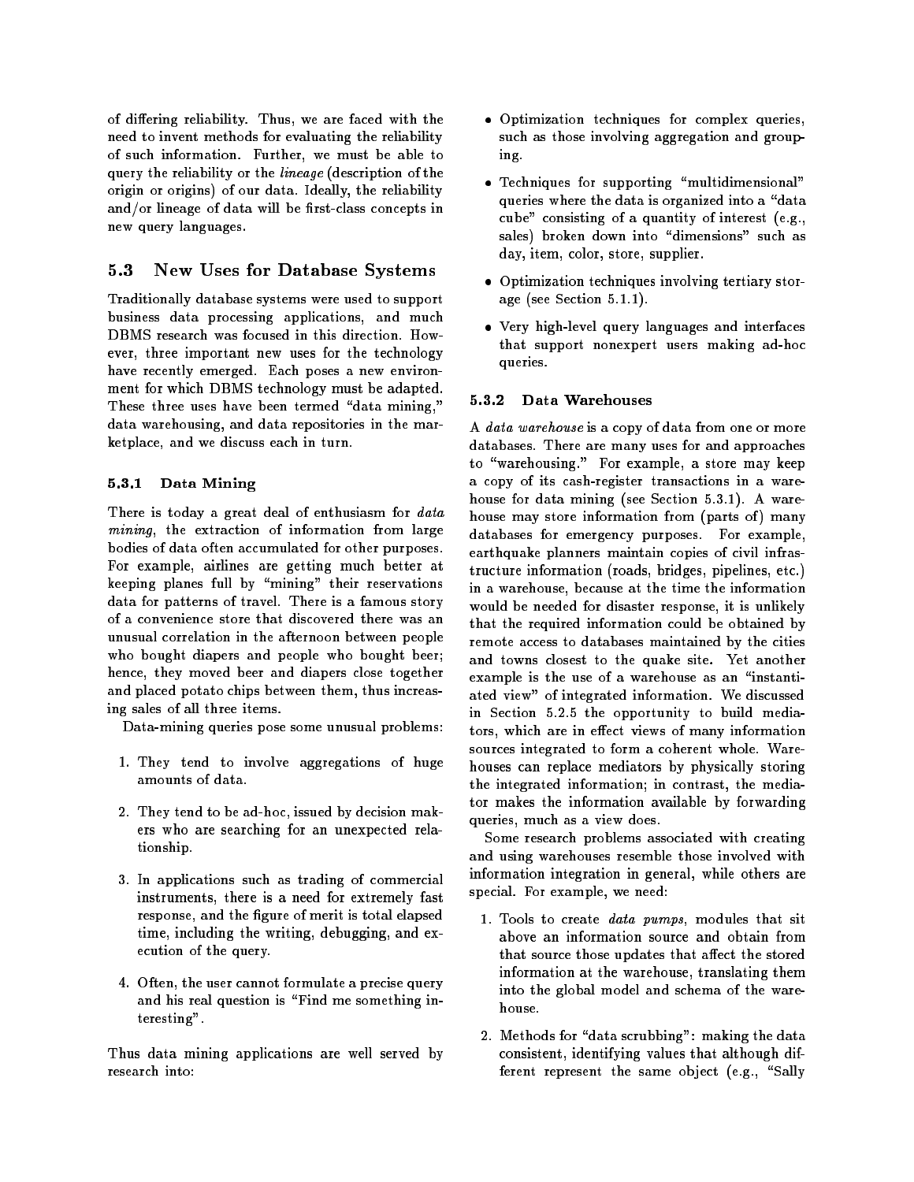of differing reliability. Thus, we are faced with the need to invent methods for evaluating the reliability of such information. Further, we must be able to query the reliability or the *lineage* (description of the origin or origins) of our data. Ideally, the reliability and/or lineage of data will be first-class concepts in new query languages.

## 5.3 New Uses for Database Systems

Traditionally database systems were used to support business data processing applications, and much DBMS research was focused in this direction. However, three important new uses for the technology have recently emerged. Each poses a new environment for which DBMS technology must be adapted. These three uses have been termed "data mining," data warehousing, and data repositories in the marketplace, and we discuss each in turn.

### 5.3.1 Data Mining

There is today a great deal of enthusiasm for *data mining*, the extraction of information from large bodies of data often accumulated for other purposes. For example, airlines are getting much better at keeping planes full by "mining" their reservations data for patterns of travel. There is a famous story of a convenience store that discovered there was an unusual correlation in the afternoon between people who bought diapers and people who bought beer; hence, they moved beer and diapers close together and placed potato chips between them, thus increasing sales of all three items.

Data-mining queries pose some unusual problems:

1. They tend to involve aggregations of huge amounts of data.
2. They tend to be ad-hoc, issued by decision makers who are searching for an unexpected relationship.
3. In applications such as trading of commercial instruments, there is a need for extremely fast response, and the figure of merit is total elapsed time, including the writing, debugging, and execution of the query.
4. Often, the user cannot formulate a precise query and his real question is "Find me something interesting".

Thus data mining applications are well served by research into:

- Optimization techniques for complex queries, such as those involving aggregation and grouping.
- Techniques for supporting "multidimensional" queries where the data is organized into a "data cube" consisting of a quantity of interest (e.g., sales) broken down into "dimensions" such as day, item, color, store, supplier.
- Optimization techniques involving tertiary storage (see Section 5.1.1).
- Very high-level query languages and interfaces that support nonexpert users making ad-hoc queries.

### 5.3.2 Data Warehouses

A *data warehouse* is a copy of data from one or more databases. There are many uses for and approaches to "warehousing." For example, a store may keep a copy of its cash-register transactions in a warehouse for data mining (see Section 5.3.1). A warehouse may store information from (parts of) many databases for emergency purposes. For example, earthquake planners maintain copies of civil infrastructure information (roads, bridges, pipelines, etc.) in a warehouse, because at the time the information would be needed for disaster response, it is unlikely that the required information could be obtained by remote access to databases maintained by the cities and towns closest to the quake site. Yet another example is the use of a warehouse as an "instantiated view" of integrated information. We discussed in Section 5.2.5 the opportunity to build mediators, which are in effect views of many information sources integrated to form a coherent whole. Warehouses can replace mediators by physically storing the integrated information; in contrast, the mediator makes the information available by forwarding queries, much as a view does.

Some research problems associated with creating and using warehouses resemble those involved with information integration in general, while others are special. For example, we need:

1. Tools to create *data pumps*, modules that sit above an information source and obtain from that source those updates that affect the stored information at the warehouse, translating them into the global model and schema of the warehouse.
2. Methods for "data scrubbing": making the data consistent, identifying values that although different represent the same object (e.g., "Sally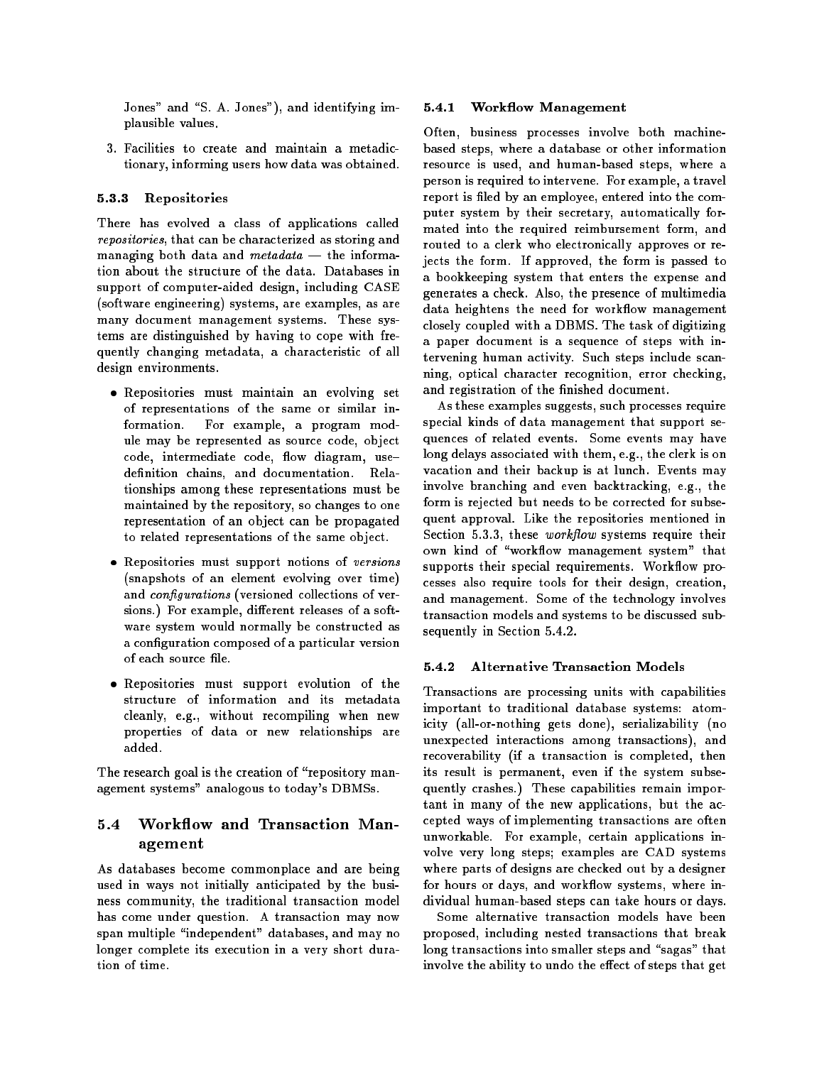Jones" and "S. A. Jones"), and identifying implausible values.

3. Facilities to create and maintain a metadictionary, informing users how data was obtained.

### 5.3.3 Repositories

There has evolved a class of applications called *repositories*, that can be characterized as storing and managing both data and *metadata* — the information about the structure of the data. Databases in support of computer-aided design, including CASE (software engineering) systems, are examples, as are many document management systems. These systems are distinguished by having to cope with frequently changing metadata, a characteristic of all design environments.

- Repositories must maintain an evolving set of representations of the same or similar information. For example, a program module may be represented as source code, object code, intermediate code, flow diagram, use–definition chains, and documentation. Relationships among these representations must be maintained by the repository, so changes to one representation of an object can be propagated to related representations of the same object.

- Repositories must support notions of *versions* (snapshots of an element evolving over time) and *configurations* (versioned collections of versions.) For example, different releases of a software system would normally be constructed as a configuration composed of a particular version of each source file.

- Repositories must support evolution of the structure of information and its metadata cleanly, e.g., without recompiling when new properties of data or new relationships are added.

The research goal is the creation of "repository management systems" analogous to today's DBMSs.

## 5.4 Workflow and Transaction Management

As databases become commonplace and are being used in ways not initially anticipated by the business community, the traditional transaction model has come under question. A transaction may now span multiple "independent" databases, and may no longer complete its execution in a very short duration of time.

### 5.4.1 Workflow Management

Often, business processes involve both machine-based steps, where a database or other information resource is used, and human-based steps, where a person is required to intervene. For example, a travel report is filed by an employee, entered into the computer system by their secretary, automatically formated into the required reimbursement form, and routed to a clerk who electronically approves or rejects the form. If approved, the form is passed to a bookkeeping system that enters the expense and generates a check. Also, the presence of multimedia data heightens the need for workflow management closely coupled with a DBMS. The task of digitizing a paper document is a sequence of steps with intervening human activity. Such steps include scanning, optical character recognition, error checking, and registration of the finished document.

As these examples suggests, such processes require special kinds of data management that support sequences of related events. Some events may have long delays associated with them, e.g., the clerk is on vacation and their backup is at lunch. Events may involve branching and even backtracking, e.g., the form is rejected but needs to be corrected for subsequent approval. Like the repositories mentioned in Section 5.3.3, these *workflow* systems require their own kind of "workflow management system" that supports their special requirements. Workflow processes also require tools for their design, creation, and management. Some of the technology involves transaction models and systems to be discussed subsequently in Section 5.4.2.

### 5.4.2 Alternative Transaction Models

Transactions are processing units with capabilities important to traditional database systems: atomicity (all-or-nothing gets done), serializability (no unexpected interactions among transactions), and recoverability (if a transaction is completed, then its result is permanent, even if the system subsequently crashes.) These capabilities remain important in many of the new applications, but the accepted ways of implementing transactions are often unworkable. For example, certain applications involve very long steps; examples are CAD systems where parts of designs are checked out by a designer for hours or days, and workflow systems, where individual human-based steps can take hours or days.

Some alternative transaction models have been proposed, including nested transactions that break long transactions into smaller steps and "sagas" that involve the ability to undo the effect of steps that get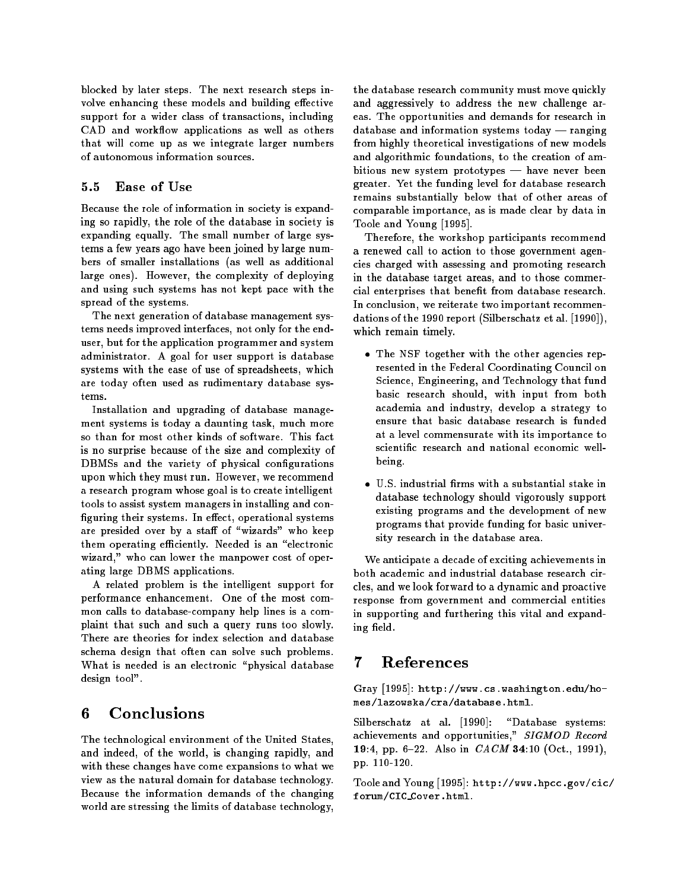blocked by later steps. The next research steps involve enhancing these models and building effective support for a wider class of transactions, including CAD and workflow applications as well as others that will come up as we integrate larger numbers of autonomous information sources.

### 5.5 Ease of Use

Because the role of information in society is expanding so rapidly, the role of the database in society is expanding equally. The small number of large systems a few years ago have been joined by large numbers of smaller installations (as well as additional large ones). However, the complexity of deploying and using such systems has not kept pace with the spread of the systems.

The next generation of database management systems needs improved interfaces, not only for the end-user, but for the application programmer and system administrator. A goal for user support is database systems with the ease of use of spreadsheets, which are today often used as rudimentary database systems.

Installation and upgrading of database management systems is today a daunting task, much more so than for most other kinds of software. This fact is no surprise because of the size and complexity of DBMSs and the variety of physical configurations upon which they must run. However, we recommend a research program whose goal is to create intelligent tools to assist system managers in installing and configuring their systems. In effect, operational systems are presided over by a staff of "wizards" who keep them operating efficiently. Needed is an "electronic wizard," who can lower the manpower cost of operating large DBMS applications.

A related problem is the intelligent support for performance enhancement. One of the most common calls to database-company help lines is a complaint that such and such a query runs too slowly. There are theories for index selection and database schema design that often can solve such problems. What is needed is an electronic "physical database design tool".

## 6 Conclusions

The technological environment of the United States, and indeed, of the world, is changing rapidly, and with these changes have come expansions to what we view as the natural domain for database technology. Because the information demands of the changing world are stressing the limits of database technology, the database research community must move quickly and aggressively to address the new challenge areas. The opportunities and demands for research in database and information systems today — ranging from highly theoretical investigations of new models and algorithmic foundations, to the creation of ambitious new system prototypes — have never been greater. Yet the funding level for database research remains substantially below that of other areas of comparable importance, as is made clear by data in Toole and Young [1995].

Therefore, the workshop participants recommend a renewed call to action to those government agencies charged with assessing and promoting research in the database target areas, and to those commercial enterprises that benefit from database research. In conclusion, we reiterate two important recommendations of the 1990 report (Silberschatz et al. [1990]), which remain timely.

- The NSF together with the other agencies represented in the Federal Coordinating Council on Science, Engineering, and Technology that fund basic research should, with input from both academia and industry, develop a strategy to ensure that basic database research is funded at a level commensurate with its importance to scientific research and national economic well-being.
- U.S. industrial firms with a substantial stake in database technology should vigorously support existing programs and the development of new programs that provide funding for basic university research in the database area.

We anticipate a decade of exciting achievements in both academic and industrial database research circles, and we look forward to a dynamic and proactive response from government and commercial entities in supporting and furthering this vital and expanding field.

## 7 References

Gray [1995]: `http://www.cs.washington.edu/homes/lazowska/cra/database.html`.

Silberschatz at al. [1990]: "Database systems: achievements and opportunities," *SIGMOD Record* **19**:4, pp. 6–22. Also in *CACM* **34**:10 (Oct., 1991), pp. 110-120.

Toole and Young [1995]: `http://www.hpcc.gov/cic/forum/CIC_Cover.html`.